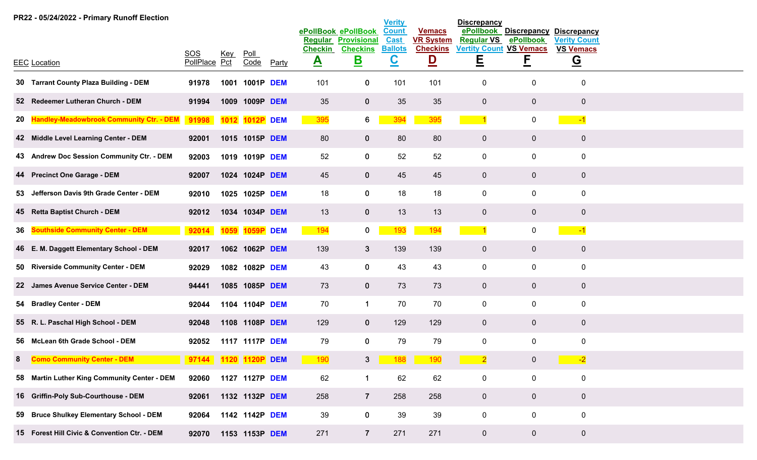**PR22 - 05/24/2022 - Primary Runoff Election**

| EEC | Location | SOS PollPlace | Key Pct | Poll Code | Party | ePollBook Regular Checkin **A** | ePollBook Provisional Checkins **B** | Verity Count Cast Ballots **C** | Vemacs VR System Checkins **D** | Discrepancy ePollbook Regular VS Verity Count **E** | Discrepancy ePollbook VS Vemacs **F** | Discrepancy Verity Count VS Vemacs **G** |
|---|---|---|---|---|---|---|---|---|---|---|---|---|
| 30 | Tarrant County Plaza Building - DEM | 91978 | 1001 | 1001P | DEM | 101 | 0 | 101 | 101 | 0 | 0 | 0 |
| 52 | Redeemer Lutheran Church - DEM | 91994 | 1009 | 1009P | DEM | 35 | 0 | 35 | 35 | 0 | 0 | 0 |
| 20 | Handley-Meadowbrook Community Ctr. - DEM | 91998 | 1012 | 1012P | DEM | 395 | 6 | 394 | 395 | 1 | 0 | -1 |
| 42 | Middle Level Learning Center - DEM | 92001 | 1015 | 1015P | DEM | 80 | 0 | 80 | 80 | 0 | 0 | 0 |
| 43 | Andrew Doc Session Community Ctr. - DEM | 92003 | 1019 | 1019P | DEM | 52 | 0 | 52 | 52 | 0 | 0 | 0 |
| 44 | Precinct One Garage - DEM | 92007 | 1024 | 1024P | DEM | 45 | 0 | 45 | 45 | 0 | 0 | 0 |
| 53 | Jefferson Davis 9th Grade Center - DEM | 92010 | 1025 | 1025P | DEM | 18 | 0 | 18 | 18 | 0 | 0 | 0 |
| 45 | Retta Baptist Church - DEM | 92012 | 1034 | 1034P | DEM | 13 | 0 | 13 | 13 | 0 | 0 | 0 |
| 36 | Southside Community Center - DEM | 92014 | 1059 | 1059P | DEM | 194 | 0 | 193 | 194 | 1 | 0 | -1 |
| 46 | E. M. Daggett Elementary School - DEM | 92017 | 1062 | 1062P | DEM | 139 | 3 | 139 | 139 | 0 | 0 | 0 |
| 50 | Riverside Community Center - DEM | 92029 | 1082 | 1082P | DEM | 43 | 0 | 43 | 43 | 0 | 0 | 0 |
| 22 | James Avenue Service Center - DEM | 94441 | 1085 | 1085P | DEM | 73 | 0 | 73 | 73 | 0 | 0 | 0 |
| 54 | Bradley Center - DEM | 92044 | 1104 | 1104P | DEM | 70 | 1 | 70 | 70 | 0 | 0 | 0 |
| 55 | R. L. Paschal High School - DEM | 92048 | 1108 | 1108P | DEM | 129 | 0 | 129 | 129 | 0 | 0 | 0 |
| 56 | McLean 6th Grade School - DEM | 92052 | 1117 | 1117P | DEM | 79 | 0 | 79 | 79 | 0 | 0 | 0 |
| 8 | Como Community Center - DEM | 97144 | 1120 | 1120P | DEM | 190 | 3 | 188 | 190 | 2 | 0 | -2 |
| 58 | Martin Luther King Community Center - DEM | 92060 | 1127 | 1127P | DEM | 62 | 1 | 62 | 62 | 0 | 0 | 0 |
| 16 | Griffin-Poly Sub-Courthouse - DEM | 92061 | 1132 | 1132P | DEM | 258 | 7 | 258 | 258 | 0 | 0 | 0 |
| 59 | Bruce Shulkey Elementary School - DEM | 92064 | 1142 | 1142P | DEM | 39 | 0 | 39 | 39 | 0 | 0 | 0 |
| 15 | Forest Hill Civic & Convention Ctr. - DEM | 92070 | 1153 | 1153P | DEM | 271 | 7 | 271 | 271 | 0 | 0 | 0 |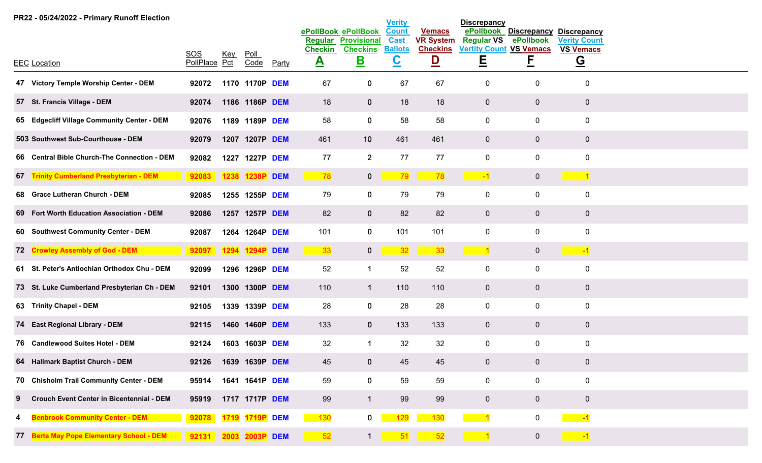PR22 - 05/24/2022 - Primary Runoff Election

| EEC | Location | SOS PollPlace | Key Pct | Poll Code | Party | ePollBook Regular Checkin **A** | ePollBook Provisional Checkins **B** | Verity Count Cast Ballots **C** | Vemacs VR System Checkins **D** | Discrepancy ePollbook Regular VS Vertity Count **E** | Discrepancy ePollbook VS Vemacs **F** | Discrepancy Verity Count VS Vemacs **G** |
|---|---|---|---|---|---|---|---|---|---|---|---|---|
| 47 | Victory Temple Worship Center - DEM | 92072 | 1170 | 1170P | DEM | 67 | 0 | 67 | 67 | 0 | 0 | 0 |
| 57 | St. Francis Village - DEM | 92074 | 1186 | 1186P | DEM | 18 | 0 | 18 | 18 | 0 | 0 | 0 |
| 65 | Edgecliff Village Community Center - DEM | 92076 | 1189 | 1189P | DEM | 58 | 0 | 58 | 58 | 0 | 0 | 0 |
| 503 | Southwest Sub-Courthouse - DEM | 92079 | 1207 | 1207P | DEM | 461 | 10 | 461 | 461 | 0 | 0 | 0 |
| 66 | Central Bible Church-The Connection - DEM | 92082 | 1227 | 1227P | DEM | 77 | 2 | 77 | 77 | 0 | 0 | 0 |
| 67 | Trinity Cumberland Presbyterian - DEM | 92083 | 1238 | 1238P | DEM | 78 | 0 | 79 | 78 | -1 | 0 | 1 |
| 68 | Grace Lutheran Church - DEM | 92085 | 1255 | 1255P | DEM | 79 | 0 | 79 | 79 | 0 | 0 | 0 |
| 69 | Fort Worth Education Association - DEM | 92086 | 1257 | 1257P | DEM | 82 | 0 | 82 | 82 | 0 | 0 | 0 |
| 60 | Southwest Community Center - DEM | 92087 | 1264 | 1264P | DEM | 101 | 0 | 101 | 101 | 0 | 0 | 0 |
| 72 | Crowley Assembly of God - DEM | 92097 | 1294 | 1294P | DEM | 33 | 0 | 32 | 33 | 1 | 0 | -1 |
| 61 | St. Peter's Antiochian Orthodox Chu - DEM | 92099 | 1296 | 1296P | DEM | 52 | 1 | 52 | 52 | 0 | 0 | 0 |
| 73 | St. Luke Cumberland Presbyterian Ch - DEM | 92101 | 1300 | 1300P | DEM | 110 | 1 | 110 | 110 | 0 | 0 | 0 |
| 63 | Trinity Chapel - DEM | 92105 | 1339 | 1339P | DEM | 28 | 0 | 28 | 28 | 0 | 0 | 0 |
| 74 | East Regional Library - DEM | 92115 | 1460 | 1460P | DEM | 133 | 0 | 133 | 133 | 0 | 0 | 0 |
| 76 | Candlewood Suites Hotel - DEM | 92124 | 1603 | 1603P | DEM | 32 | 1 | 32 | 32 | 0 | 0 | 0 |
| 64 | Hallmark Baptist Church - DEM | 92126 | 1639 | 1639P | DEM | 45 | 0 | 45 | 45 | 0 | 0 | 0 |
| 70 | Chisholm Trail Community Center - DEM | 95914 | 1641 | 1641P | DEM | 59 | 0 | 59 | 59 | 0 | 0 | 0 |
| 9 | Crouch Event Center in Bicentennial - DEM | 95919 | 1717 | 1717P | DEM | 99 | 1 | 99 | 99 | 0 | 0 | 0 |
| 4 | Benbrook Community Center - DEM | 92078 | 1719 | 1719P | DEM | 130 | 0 | 129 | 130 | 1 | 0 | -1 |
| 77 | Berta May Pope Elementary School - DEM | 92131 | 2003 | 2003P | DEM | 52 | 1 | 51 | 52 | 1 | 0 | -1 |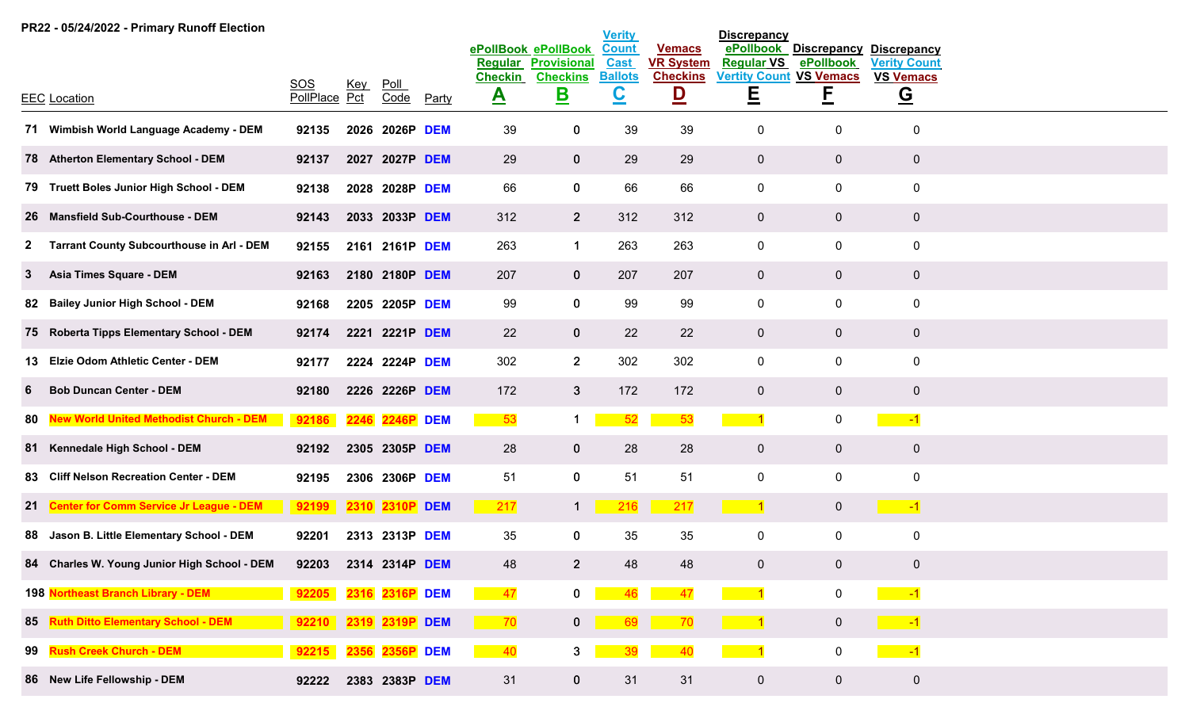**PR22 - 05/24/2022 - Primary Runoff Election**

| EEC | Location | SOS PollPlace | Key Pct | Poll Code | Party | ePollBook Regular Checkin **A** | ePollBook Provisional Checkins **B** | Verity Count Cast Ballots **C** | Vemacs VR System Checkins **D** | Discrepancy ePollbook Regular VS Verity Count **E** | Discrepancy ePollbook VS Vemacs **F** | Discrepancy Verity Count VS Vemacs **G** |
|---|---|---|---|---|---|---|---|---|---|---|---|---|
| 71 | Wimbish World Language Academy - DEM | 92135 | 2026 | 2026P | DEM | 39 | 0 | 39 | 39 | 0 | 0 | 0 |
| 78 | Atherton Elementary School - DEM | 92137 | 2027 | 2027P | DEM | 29 | 0 | 29 | 29 | 0 | 0 | 0 |
| 79 | Truett Boles Junior High School - DEM | 92138 | 2028 | 2028P | DEM | 66 | 0 | 66 | 66 | 0 | 0 | 0 |
| 26 | Mansfield Sub-Courthouse - DEM | 92143 | 2033 | 2033P | DEM | 312 | 2 | 312 | 312 | 0 | 0 | 0 |
| 2 | Tarrant County Subcourthouse in Arl - DEM | 92155 | 2161 | 2161P | DEM | 263 | 1 | 263 | 263 | 0 | 0 | 0 |
| 3 | Asia Times Square - DEM | 92163 | 2180 | 2180P | DEM | 207 | 0 | 207 | 207 | 0 | 0 | 0 |
| 82 | Bailey Junior High School - DEM | 92168 | 2205 | 2205P | DEM | 99 | 0 | 99 | 99 | 0 | 0 | 0 |
| 75 | Roberta Tipps Elementary School - DEM | 92174 | 2221 | 2221P | DEM | 22 | 0 | 22 | 22 | 0 | 0 | 0 |
| 13 | Elzie Odom Athletic Center - DEM | 92177 | 2224 | 2224P | DEM | 302 | 2 | 302 | 302 | 0 | 0 | 0 |
| 6 | Bob Duncan Center - DEM | 92180 | 2226 | 2226P | DEM | 172 | 3 | 172 | 172 | 0 | 0 | 0 |
| 80 | New World United Methodist Church - DEM | 92186 | 2246 | 2246P | DEM | 53 | 1 | 52 | 53 | 1 | 0 | -1 |
| 81 | Kennedale High School - DEM | 92192 | 2305 | 2305P | DEM | 28 | 0 | 28 | 28 | 0 | 0 | 0 |
| 83 | Cliff Nelson Recreation Center - DEM | 92195 | 2306 | 2306P | DEM | 51 | 0 | 51 | 51 | 0 | 0 | 0 |
| 21 | Center for Comm Service Jr League - DEM | 92199 | 2310 | 2310P | DEM | 217 | 1 | 216 | 217 | 1 | 0 | -1 |
| 88 | Jason B. Little Elementary School - DEM | 92201 | 2313 | 2313P | DEM | 35 | 0 | 35 | 35 | 0 | 0 | 0 |
| 84 | Charles W. Young Junior High School - DEM | 92203 | 2314 | 2314P | DEM | 48 | 2 | 48 | 48 | 0 | 0 | 0 |
| 198 | Northeast Branch Library - DEM | 92205 | 2316 | 2316P | DEM | 47 | 0 | 46 | 47 | 1 | 0 | -1 |
| 85 | Ruth Ditto Elementary School - DEM | 92210 | 2319 | 2319P | DEM | 70 | 0 | 69 | 70 | 1 | 0 | -1 |
| 99 | Rush Creek Church - DEM | 92215 | 2356 | 2356P | DEM | 40 | 3 | 39 | 40 | 1 | 0 | -1 |
| 86 | New Life Fellowship - DEM | 92222 | 2383 | 2383P | DEM | 31 | 0 | 31 | 31 | 0 | 0 | 0 |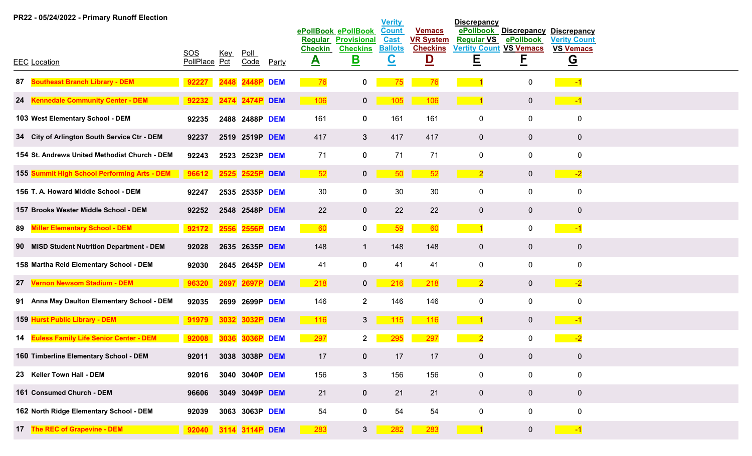**PR22 - 05/24/2022 - Primary Runoff Election**

| EEC | Location | SOS PollPlace | Key Pct | Poll Code | Party | ePollBook Regular Checkin **A** | ePollBook Provisional Checkins **B** | Verity Count Cast Ballots **C** | Vemacs VR System Checkins **D** | Discrepancy ePollbook Regular VS Vertity Count **E** | Discrepancy ePollbook VS Vemacs **F** | Discrepancy Verity Count VS Vemacs **G** |
|---|---|---|---|---|---|---|---|---|---|---|---|---|
| 87 | Southeast Branch Library - DEM | 92227 | 2448 | 2448P | DEM | 76 | 0 | 75 | 76 | 1 | 0 | -1 |
| 24 | Kennedale Community Center - DEM | 92232 | 2474 | 2474P | DEM | 106 | 0 | 105 | 106 | 1 | 0 | -1 |
| 103 | West Elementary School - DEM | 92235 | 2488 | 2488P | DEM | 161 | 0 | 161 | 161 | 0 | 0 | 0 |
| 34 | City of Arlington South Service Ctr - DEM | 92237 | 2519 | 2519P | DEM | 417 | 3 | 417 | 417 | 0 | 0 | 0 |
| 154 | St. Andrews United Methodist Church - DEM | 92243 | 2523 | 2523P | DEM | 71 | 0 | 71 | 71 | 0 | 0 | 0 |
| 155 | Summit High School Performing Arts - DEM | 96612 | 2525 | 2525P | DEM | 52 | 0 | 50 | 52 | 2 | 0 | -2 |
| 156 | T. A. Howard Middle School - DEM | 92247 | 2535 | 2535P | DEM | 30 | 0 | 30 | 30 | 0 | 0 | 0 |
| 157 | Brooks Wester Middle School - DEM | 92252 | 2548 | 2548P | DEM | 22 | 0 | 22 | 22 | 0 | 0 | 0 |
| 89 | Miller Elementary School - DEM | 92172 | 2556 | 2556P | DEM | 60 | 0 | 59 | 60 | 1 | 0 | -1 |
| 90 | MISD Student Nutrition Department - DEM | 92028 | 2635 | 2635P | DEM | 148 | 1 | 148 | 148 | 0 | 0 | 0 |
| 158 | Martha Reid Elementary School - DEM | 92030 | 2645 | 2645P | DEM | 41 | 0 | 41 | 41 | 0 | 0 | 0 |
| 27 | Vernon Newsom Stadium - DEM | 96320 | 2697 | 2697P | DEM | 218 | 0 | 216 | 218 | 2 | 0 | -2 |
| 91 | Anna May Daulton Elementary School - DEM | 92035 | 2699 | 2699P | DEM | 146 | 2 | 146 | 146 | 0 | 0 | 0 |
| 159 | Hurst Public Library - DEM | 91979 | 3032 | 3032P | DEM | 116 | 3 | 115 | 116 | 1 | 0 | -1 |
| 14 | Euless Family Life Senior Center - DEM | 92008 | 3036 | 3036P | DEM | 297 | 2 | 295 | 297 | 2 | 0 | -2 |
| 160 | Timberline Elementary School - DEM | 92011 | 3038 | 3038P | DEM | 17 | 0 | 17 | 17 | 0 | 0 | 0 |
| 23 | Keller Town Hall - DEM | 92016 | 3040 | 3040P | DEM | 156 | 3 | 156 | 156 | 0 | 0 | 0 |
| 161 | Consumed Church - DEM | 96606 | 3049 | 3049P | DEM | 21 | 0 | 21 | 21 | 0 | 0 | 0 |
| 162 | North Ridge Elementary School - DEM | 92039 | 3063 | 3063P | DEM | 54 | 0 | 54 | 54 | 0 | 0 | 0 |
| 17 | The REC of Grapevine - DEM | 92040 | 3114 | 3114P | DEM | 283 | 3 | 282 | 283 | 1 | 0 | -1 |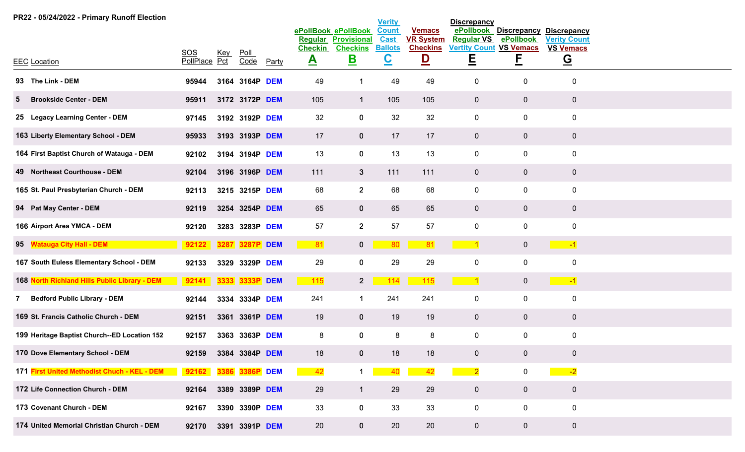PR22 - 05/24/2022 - Primary Runoff Election

| EEC | Location | SOS PollPlace | Key Pct | Poll Code | Party | ePollBook Regular Checkin **A** | ePollBook Provisional Checkins **B** | Verity Count Cast Ballots **C** | Vemacs VR System Checkins **D** | Discrepancy ePollbook Regular VS Vertity Count **E** | Discrepancy ePollbook VS Vemacs **F** | Discrepancy Verity Count VS Vemacs **G** |
|---|---|---|---|---|---|---|---|---|---|---|---|---|
| 93 | The Link - DEM | 95944 | 3164 | 3164P | DEM | 49 | 1 | 49 | 49 | 0 | 0 | 0 |
| 5 | Brookside Center - DEM | 95911 | 3172 | 3172P | DEM | 105 | 1 | 105 | 105 | 0 | 0 | 0 |
| 25 | Legacy Learning Center - DEM | 97145 | 3192 | 3192P | DEM | 32 | 0 | 32 | 32 | 0 | 0 | 0 |
| 163 | Liberty Elementary School - DEM | 95933 | 3193 | 3193P | DEM | 17 | 0 | 17 | 17 | 0 | 0 | 0 |
| 164 | First Baptist Church of Watauga - DEM | 92102 | 3194 | 3194P | DEM | 13 | 0 | 13 | 13 | 0 | 0 | 0 |
| 49 | Northeast Courthouse - DEM | 92104 | 3196 | 3196P | DEM | 111 | 3 | 111 | 111 | 0 | 0 | 0 |
| 165 | St. Paul Presbyterian Church - DEM | 92113 | 3215 | 3215P | DEM | 68 | 2 | 68 | 68 | 0 | 0 | 0 |
| 94 | Pat May Center - DEM | 92119 | 3254 | 3254P | DEM | 65 | 0 | 65 | 65 | 0 | 0 | 0 |
| 166 | Airport Area YMCA - DEM | 92120 | 3283 | 3283P | DEM | 57 | 2 | 57 | 57 | 0 | 0 | 0 |
| 95 | Watauga City Hall - DEM | 92122 | 3287 | 3287P | DEM | 81 | 0 | 80 | 81 | 1 | 0 | -1 |
| 167 | South Euless Elementary School - DEM | 92133 | 3329 | 3329P | DEM | 29 | 0 | 29 | 29 | 0 | 0 | 0 |
| 168 | North Richland Hills Public Library - DEM | 92141 | 3333 | 3333P | DEM | 115 | 2 | 114 | 115 | 1 | 0 | -1 |
| 7 | Bedford Public Library - DEM | 92144 | 3334 | 3334P | DEM | 241 | 1 | 241 | 241 | 0 | 0 | 0 |
| 169 | St. Francis Catholic Church - DEM | 92151 | 3361 | 3361P | DEM | 19 | 0 | 19 | 19 | 0 | 0 | 0 |
| 199 | Heritage Baptist Church--ED Location 152 | 92157 | 3363 | 3363P | DEM | 8 | 0 | 8 | 8 | 0 | 0 | 0 |
| 170 | Dove Elementary School - DEM | 92159 | 3384 | 3384P | DEM | 18 | 0 | 18 | 18 | 0 | 0 | 0 |
| 171 | First United Methodist Chuch - KEL - DEM | 92162 | 3386 | 3386P | DEM | 42 | 1 | 40 | 42 | 2 | 0 | -2 |
| 172 | Life Connection Church - DEM | 92164 | 3389 | 3389P | DEM | 29 | 1 | 29 | 29 | 0 | 0 | 0 |
| 173 | Covenant Church - DEM | 92167 | 3390 | 3390P | DEM | 33 | 0 | 33 | 33 | 0 | 0 | 0 |
| 174 | United Memorial Christian Church - DEM | 92170 | 3391 | 3391P | DEM | 20 | 0 | 20 | 20 | 0 | 0 | 0 |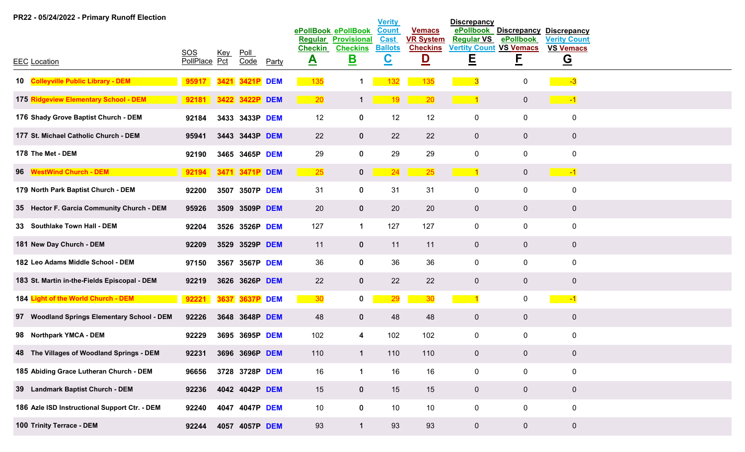PR22 - 05/24/2022 - Primary Runoff Election

| EEC | Location | SOS PollPlace | Key Pct | Poll Code | Party | ePollBook Regular Checkin A | ePollBook Provisional Checkins B | Verity Count Cast Ballots C | Vemacs VR System Checkins D | Discrepancy ePollbook Regular VS Vertity Count E | Discrepancy ePollbook VS Vemacs F | Discrepancy Verity Count VS Vemacs G |
|---|---|---|---|---|---|---|---|---|---|---|---|---|
| 10 | Colleyville Public Library - DEM | 95917 | 3421 | 3421P | DEM | 135 | 1 | 132 | 135 | 3 | 0 | -3 |
| 175 | Ridgeview Elementary School - DEM | 92181 | 3422 | 3422P | DEM | 20 | 1 | 19 | 20 | 1 | 0 | -1 |
| 176 | Shady Grove Baptist Church - DEM | 92184 | 3433 | 3433P | DEM | 12 | 0 | 12 | 12 | 0 | 0 | 0 |
| 177 | St. Michael Catholic Church - DEM | 95941 | 3443 | 3443P | DEM | 22 | 0 | 22 | 22 | 0 | 0 | 0 |
| 178 | The Met - DEM | 92190 | 3465 | 3465P | DEM | 29 | 0 | 29 | 29 | 0 | 0 | 0 |
| 96 | WestWind Church - DEM | 92194 | 3471 | 3471P | DEM | 25 | 0 | 24 | 25 | 1 | 0 | -1 |
| 179 | North Park Baptist Church - DEM | 92200 | 3507 | 3507P | DEM | 31 | 0 | 31 | 31 | 0 | 0 | 0 |
| 35 | Hector F. Garcia Community Church - DEM | 95926 | 3509 | 3509P | DEM | 20 | 0 | 20 | 20 | 0 | 0 | 0 |
| 33 | Southlake Town Hall - DEM | 92204 | 3526 | 3526P | DEM | 127 | 1 | 127 | 127 | 0 | 0 | 0 |
| 181 | New Day Church - DEM | 92209 | 3529 | 3529P | DEM | 11 | 0 | 11 | 11 | 0 | 0 | 0 |
| 182 | Leo Adams Middle School - DEM | 97150 | 3567 | 3567P | DEM | 36 | 0 | 36 | 36 | 0 | 0 | 0 |
| 183 | St. Martin in-the-Fields Episcopal - DEM | 92219 | 3626 | 3626P | DEM | 22 | 0 | 22 | 22 | 0 | 0 | 0 |
| 184 | Light of the World Church - DEM | 92221 | 3637 | 3637P | DEM | 30 | 0 | 29 | 30 | 1 | 0 | -1 |
| 97 | Woodland Springs Elementary School - DEM | 92226 | 3648 | 3648P | DEM | 48 | 0 | 48 | 48 | 0 | 0 | 0 |
| 98 | Northpark YMCA - DEM | 92229 | 3695 | 3695P | DEM | 102 | 4 | 102 | 102 | 0 | 0 | 0 |
| 48 | The Villages of Woodland Springs - DEM | 92231 | 3696 | 3696P | DEM | 110 | 1 | 110 | 110 | 0 | 0 | 0 |
| 185 | Abiding Grace Lutheran Church - DEM | 96656 | 3728 | 3728P | DEM | 16 | 1 | 16 | 16 | 0 | 0 | 0 |
| 39 | Landmark Baptist Church - DEM | 92236 | 4042 | 4042P | DEM | 15 | 0 | 15 | 15 | 0 | 0 | 0 |
| 186 | Azle ISD Instructional Support Ctr. - DEM | 92240 | 4047 | 4047P | DEM | 10 | 0 | 10 | 10 | 0 | 0 | 0 |
| 100 | Trinity Terrace - DEM | 92244 | 4057 | 4057P | DEM | 93 | 1 | 93 | 93 | 0 | 0 | 0 |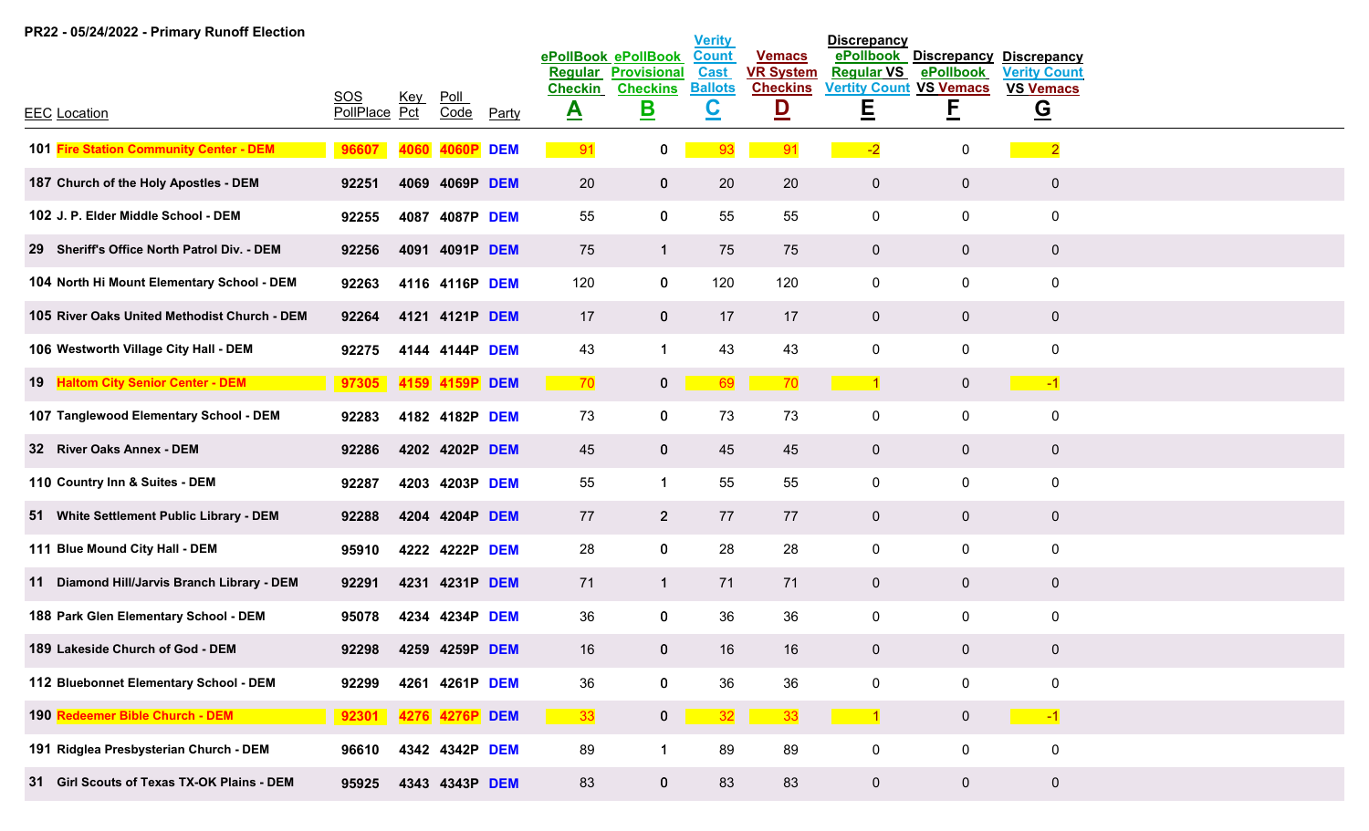PR22 - 05/24/2022 - Primary Runoff Election

| EEC | Location | SOS PollPlace | Key Pct | Poll Code | Party | ePollBook Regular Checkin A | ePollBook Provisional Checkins B | Verity Count Cast Ballots C | Vemacs VR System Checkins D | Discrepancy ePollbook Regular VS Vertity Count E | Discrepancy ePollbook VS Vemacs F | Discrepancy Verity Count VS Vemacs G |
|---|---|---|---|---|---|---|---|---|---|---|---|---|
| 101 | Fire Station Community Center - DEM | 96607 | 4060 | 4060P | DEM | 91 | 0 | 93 | 91 | -2 | 0 | 2 |
| 187 | Church of the Holy Apostles - DEM | 92251 | 4069 | 4069P | DEM | 20 | 0 | 20 | 20 | 0 | 0 | 0 |
| 102 | J. P. Elder Middle School - DEM | 92255 | 4087 | 4087P | DEM | 55 | 0 | 55 | 55 | 0 | 0 | 0 |
| 29 | Sheriff's Office North Patrol Div. - DEM | 92256 | 4091 | 4091P | DEM | 75 | 1 | 75 | 75 | 0 | 0 | 0 |
| 104 | North Hi Mount Elementary School - DEM | 92263 | 4116 | 4116P | DEM | 120 | 0 | 120 | 120 | 0 | 0 | 0 |
| 105 | River Oaks United Methodist Church - DEM | 92264 | 4121 | 4121P | DEM | 17 | 0 | 17 | 17 | 0 | 0 | 0 |
| 106 | Westworth Village City Hall - DEM | 92275 | 4144 | 4144P | DEM | 43 | 1 | 43 | 43 | 0 | 0 | 0 |
| 19 | Haltom City Senior Center - DEM | 97305 | 4159 | 4159P | DEM | 70 | 0 | 69 | 70 | 1 | 0 | -1 |
| 107 | Tanglewood Elementary School - DEM | 92283 | 4182 | 4182P | DEM | 73 | 0 | 73 | 73 | 0 | 0 | 0 |
| 32 | River Oaks Annex - DEM | 92286 | 4202 | 4202P | DEM | 45 | 0 | 45 | 45 | 0 | 0 | 0 |
| 110 | Country Inn & Suites - DEM | 92287 | 4203 | 4203P | DEM | 55 | 1 | 55 | 55 | 0 | 0 | 0 |
| 51 | White Settlement Public Library - DEM | 92288 | 4204 | 4204P | DEM | 77 | 2 | 77 | 77 | 0 | 0 | 0 |
| 111 | Blue Mound City Hall - DEM | 95910 | 4222 | 4222P | DEM | 28 | 0 | 28 | 28 | 0 | 0 | 0 |
| 11 | Diamond Hill/Jarvis Branch Library - DEM | 92291 | 4231 | 4231P | DEM | 71 | 1 | 71 | 71 | 0 | 0 | 0 |
| 188 | Park Glen Elementary School - DEM | 95078 | 4234 | 4234P | DEM | 36 | 0 | 36 | 36 | 0 | 0 | 0 |
| 189 | Lakeside Church of God - DEM | 92298 | 4259 | 4259P | DEM | 16 | 0 | 16 | 16 | 0 | 0 | 0 |
| 112 | Bluebonnet Elementary School - DEM | 92299 | 4261 | 4261P | DEM | 36 | 0 | 36 | 36 | 0 | 0 | 0 |
| 190 | Redeemer Bible Church - DEM | 92301 | 4276 | 4276P | DEM | 33 | 0 | 32 | 33 | 1 | 0 | -1 |
| 191 | Ridglea Presbyterian Church - DEM | 96610 | 4342 | 4342P | DEM | 89 | 1 | 89 | 89 | 0 | 0 | 0 |
| 31 | Girl Scouts of Texas TX-OK Plains - DEM | 95925 | 4343 | 4343P | DEM | 83 | 0 | 83 | 83 | 0 | 0 | 0 |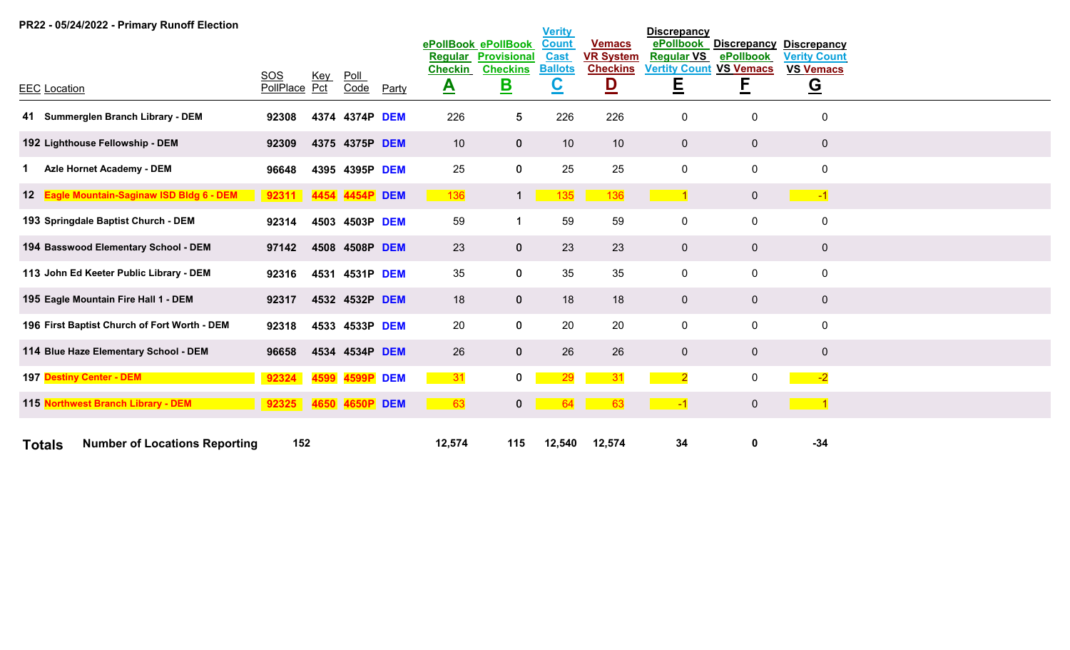PR22 - 05/24/2022 - Primary Runoff Election

| EEC | Location | SOS PollPlace | Key Pct | Poll Code | Party | ePollBook Regular Checkin **A** | ePollBook Provisional Checkins **B** | Verity Count Cast Ballots **C** | Vemacs VR System Checkins **D** | Discrepancy ePollbook Regular VS Vertity Count **E** | Discrepancy ePollbook VS Vemacs **F** | Discrepancy Verity Count VS Vemacs **G** |
|---|---|---|---|---|---|---|---|---|---|---|---|---|
| 41 | Summerglen Branch Library - DEM | 92308 | 4374 | 4374P | DEM | 226 | 5 | 226 | 226 | 0 | 0 | 0 |
| 192 | Lighthouse Fellowship - DEM | 92309 | 4375 | 4375P | DEM | 10 | 0 | 10 | 10 | 0 | 0 | 0 |
| 1 | Azle Hornet Academy - DEM | 96648 | 4395 | 4395P | DEM | 25 | 0 | 25 | 25 | 0 | 0 | 0 |
| 12 | Eagle Mountain-Saginaw ISD Bldg 6 - DEM | 92311 | 4454 | 4454P | DEM | 136 | 1 | 135 | 136 | 1 | 0 | -1 |
| 193 | Springdale Baptist Church - DEM | 92314 | 4503 | 4503P | DEM | 59 | 1 | 59 | 59 | 0 | 0 | 0 |
| 194 | Basswood Elementary School - DEM | 97142 | 4508 | 4508P | DEM | 23 | 0 | 23 | 23 | 0 | 0 | 0 |
| 113 | John Ed Keeter Public Library - DEM | 92316 | 4531 | 4531P | DEM | 35 | 0 | 35 | 35 | 0 | 0 | 0 |
| 195 | Eagle Mountain Fire Hall 1 - DEM | 92317 | 4532 | 4532P | DEM | 18 | 0 | 18 | 18 | 0 | 0 | 0 |
| 196 | First Baptist Church of Fort Worth - DEM | 92318 | 4533 | 4533P | DEM | 20 | 0 | 20 | 20 | 0 | 0 | 0 |
| 114 | Blue Haze Elementary School - DEM | 96658 | 4534 | 4534P | DEM | 26 | 0 | 26 | 26 | 0 | 0 | 0 |
| 197 | Destiny Center - DEM | 92324 | 4599 | 4599P | DEM | 31 | 0 | 29 | 31 | 2 | 0 | -2 |
| 115 | Northwest Branch Library - DEM | 92325 | 4650 | 4650P | DEM | 63 | 0 | 64 | 63 | -1 | 0 | 1 |
| **Totals** | **Number of Locations Reporting** | **152** | | | | **12,574** | **115** | **12,540** | **12,574** | **34** | **0** | **-34** |